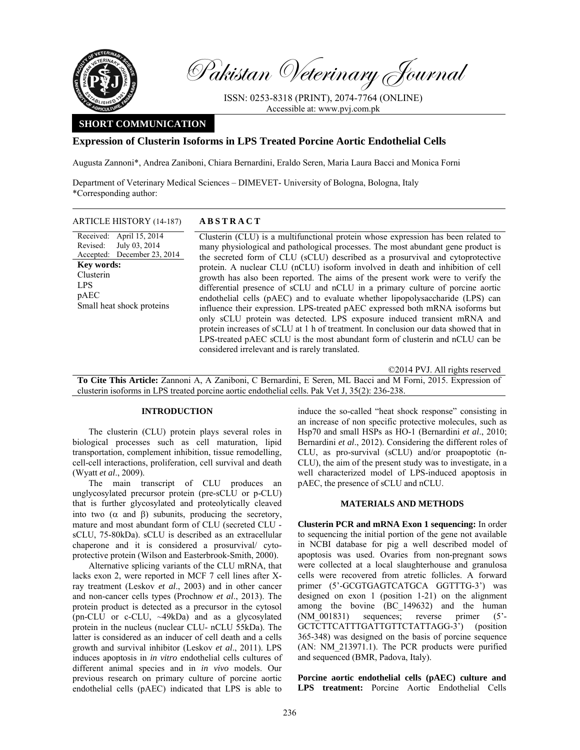# Expression of Clusterin Isoforms in LPS Treated Porcine Aortic Endothelial Cells

SHORT COMMUNICATION

Augusta Zannoni*, Andrea Zaniboni, Chiara Bernardini, Eraldo Seren, Maria Laura Bacci and Monica Forni

Department of Veterinary Medical Sciences – DIMEVET- University of Bologna, Bologna, Italy
*Corresponding author:

**ARTICLE HISTORY (14-187)**

Received: April 15, 2014
Revised: July 03, 2014
Accepted: December 23, 2014

**Key words:**
Clusterin
LPS
pAEC
Small heat shock proteins

**ABSTRACT**

Clusterin (CLU) is a multifunctional protein whose expression has been related to many physiological and pathological processes. The most abundant gene product is the secreted form of CLU (sCLU) described as a prosurvival and cytoprotective protein. A nuclear CLU (nCLU) isoform involved in death and inhibition of cell growth has also been reported. The aims of the present work were to verify the differential presence of sCLU and nCLU in a primary culture of porcine aortic endothelial cells (pAEC) and to evaluate whether lipopolysaccharide (LPS) can influence their expression. LPS-treated pAEC expressed both mRNA isoforms but only sCLU protein was detected. LPS exposure induced transient mRNA and protein increases of sCLU at 1 h of treatment. In conclusion our data showed that in LPS-treated pAEC sCLU is the most abundant form of clusterin and nCLU can be considered irrelevant and is rarely translated.

©2014 PVJ. All rights reserved

**To Cite This Article:** Zannoni A, A Zaniboni, C Bernardini, E Seren, ML Bacci and M Forni, 2015. Expression of clusterin isoforms in LPS treated porcine aortic endothelial cells. Pak Vet J, 35(2): 236-238.

## INTRODUCTION

The clusterin (CLU) protein plays several roles in biological processes such as cell maturation, lipid transportation, complement inhibition, tissue remodelling, cell-cell interactions, proliferation, cell survival and death (Wyatt *et al*., 2009).

The main transcript of CLU produces an unglycosylated precursor protein (pre-sCLU or p-CLU) that is further glycosylated and proteolytically cleaved into two ($\alpha$ and $\beta$) subunits, producing the secretory, mature and most abundant form of CLU (secreted CLU - sCLU, 75-80kDa). sCLU is described as an extracellular chaperone and it is considered a prosurvival/ cytoprotective protein (Wilson and Easterbrook-Smith, 2000).

Alternative splicing variants of the CLU mRNA, that lacks exon 2, were reported in MCF 7 cell lines after X-ray treatment (Leskov *et al*., 2003) and in other cancer and non-cancer cells types (Prochnow *et al*., 2013). The protein product is detected as a precursor in the cytosol (pn-CLU or c-CLU, ~49kDa) and as a glycosylated protein in the nucleus (nuclear CLU- nCLU 55kDa). The latter is considered as an inducer of cell death and a cells growth and survival inhibitor (Leskov *et al*., 2011). LPS induces apoptosis in *in vitro* endothelial cells cultures of different animal species and in *in vivo* models. Our previous research on primary culture of porcine aortic endothelial cells (pAEC) indicated that LPS is able to induce the so-called "heat shock response" consisting in an increase of non specific protective molecules, such as Hsp70 and small HSPs as HO-1 (Bernardini *et al*., 2010; Bernardini *et al*., 2012). Considering the different roles of CLU, as pro-survival (sCLU) and/or proapoptotic (n-CLU), the aim of the present study was to investigate, in a well characterized model of LPS-induced apoptosis in pAEC, the presence of sCLU and nCLU.

## MATERIALS AND METHODS

**Clusterin PCR and mRNA Exon 1 sequencing:** In order to sequencing the initial portion of the gene not available in NCBI database for pig a well described model of apoptosis was used. Ovaries from non-pregnant sows were collected at a local slaughterhouse and granulosa cells were recovered from atretic follicles. A forward primer (5'-GCGTGAGTCATGCA GGTTTG-3') was designed on exon 1 (position 1-21) on the alignment among the bovine (BC_149632) and the human (NM_001831) sequences; reverse primer (5'-GCTCTTCATTTGATTGTTCTATTAGG-3') (position 365-348) was designed on the basis of porcine sequence (AN: NM_213971.1). The PCR products were purified and sequenced (BMR, Padova, Italy).

**Porcine aortic endothelial cells (pAEC) culture and LPS treatment:** Porcine Aortic Endothelial Cells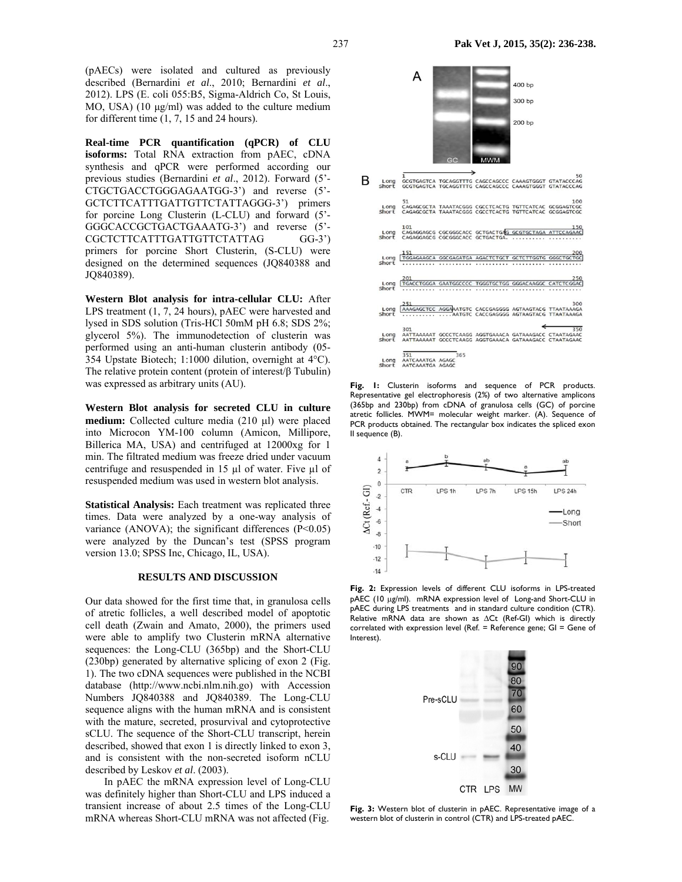(pAECs) were isolated and cultured as previously described (Bernardini *et al*., 2010; Bernardini *et al*., 2012). LPS (E. coli 055:B5, Sigma-Aldrich Co, St Louis, MO, USA) (10 µg/ml) was added to the culture medium for different time (1, 7, 15 and 24 hours).

**Real-time PCR quantification (qPCR) of CLU isoforms:** Total RNA extraction from pAEC, cDNA synthesis and qPCR were performed according our previous studies (Bernardini *et al*., 2012). Forward (5'-CTGCTGACCTGGGAGAATGG-3') and reverse (5'-GCTCTTCATTTGATTGTTCTATTAGGG-3') primers for porcine Long Clusterin (L-CLU) and forward (5'-GGGCACCGCTGACTGAAATG-3') and reverse (5'-CGCTCTTCATTTGATTGTTCTATTAG GG-3') primers for porcine Short Clusterin, (S-CLU) were designed on the determined sequences (JQ840388 and JQ840389).

**Western Blot analysis for intra-cellular CLU:** After LPS treatment (1, 7, 24 hours), pAEC were harvested and lysed in SDS solution (Tris-HCl 50mM pH 6.8; SDS 2%; glycerol 5%). The immunodetection of clusterin was performed using an anti-human clusterin antibody (05-354 Upstate Biotech; 1:1000 dilution, overnight at 4°C). The relative protein content (protein of interest/β Tubulin) was expressed as arbitrary units (AU).

**Western Blot analysis for secreted CLU in culture medium:** Collected culture media (210 µl) were placed into Microcon YM-100 column (Amicon, Millipore, Billerica MA, USA) and centrifuged at 12000xg for 1 min. The filtrated medium was freeze dried under vacuum centrifuge and resuspended in 15 µl of water. Five µl of resuspended medium was used in western blot analysis.

**Statistical Analysis:** Each treatment was replicated three times. Data were analyzed by a one-way analysis of variance (ANOVA); the significant differences ($P<0.05$) were analyzed by the Duncan's test (SPSS program version 13.0; SPSS Inc, Chicago, IL, USA).

## RESULTS AND DISCUSSION

Our data showed for the first time that, in granulosa cells of atretic follicles, a well described model of apoptotic cell death (Zwain and Amato, 2000), the primers used were able to amplify two Clusterin mRNA alternative sequences: the Long-CLU (365bp) and the Short-CLU (230bp) generated by alternative splicing of exon 2 (Fig. 1). The two cDNA sequences were published in the NCBI database (http://www.ncbi.nlm.nih.go) with Accession Numbers JQ840388 and JQ840389. The Long-CLU sequence aligns with the human mRNA and is consistent with the mature, secreted, prosurvival and cytoprotective sCLU. The sequence of the Short-CLU transcript, herein described, showed that exon 1 is directly linked to exon 3, and is consistent with the non-secreted isoform nCLU described by Leskov *et al*. (2003).

In pAEC the mRNA expression level of Long-CLU was definitely higher than Short-CLU and LPS induced a transient increase of about 2.5 times of the Long-CLU mRNA whereas Short-CLU mRNA was not affected (Fig.

A
400 bp
300 bp
200 bp
GC MWM

B

```
        1                                                  50
Long    GCGTGAGTCA TGCAGGTTTG CAGCCAGCCC CAAAGTGGGT GTATACCCAG
Short   GCGTGAGTCA TGCAGGTTTG CAGCCAGCCC CAAAGTGGGT GTATACCCAG

        51                                                100
Long    CAGAGCGCTA TAAATACGGG CGCCTCACTG TGTTCATCAC GCGGAGTCGC
Short   CAGAGCGCTA TAAATACGGG CGCCTCACTG TGTTCATCAC GCGGAGTCGC

        101                                               150
Long    CAGAGGAGCG CGCGGGCACC GCTGACTGAG GCGTGCTAGA ATTCCAGAAC
Short   CAGAGGAGCG CGCGGGCACC GCTGACTGA. .......... ..........

        151                                               200
Long    TGGAGAAGCA GGCGAGATGA AGACTCTGCT GCTCTTGGTG GGGCTGCTGC
Short   .......... .......... .......... .......... ..........

        201                                               250
Long    TGACCTGGGA GAATGGCCCC TGGGTGCTGG GGGACAAGGC CATCTCGGAC
Short   .......... .......... .......... .......... ..........

        251                                               300
Long    AAAGAGCTCC AGGAAATGTC CACCGAGGGG AGTAAGTACG TTAATAAAGA
Short   .......... ....AATGTC CACCGAGGGG AGTAAGTACG TTAATAAAGA

        301                                               350
Long    AATTAAAAAT GCCCTCAAGG AGGTGAAACA GATAAAGACC CTAATAGAAC
Short   AATTAAAAAT GCCCTCAAGG AGGTGAAACA GATAAAGACC CTAATAGAAC

        351            365
Long    AATCAAATGA AGAGC
Short   AATCAAATGA AGAGC
```

**Fig. 1:** Clusterin isoforms and sequence of PCR products. Representative gel electrophoresis (2%) of two alternative amplicons (365bp and 230bp) from cDNA of granulosa cells (GC) of porcine atretic follicles. MWM= molecular weight marker. (A). Sequence of PCR products obtained. The rectangular box indicates the spliced exon II sequence (B).

ΔCt (Ref.- GI)
4
2
0
-2
-4
-6
-8
-10
-12
-14
a b ab a ab
CTR LPS 1h LPS 7h LPS 15h LPS 24h
Long
Short

**Fig. 2:** Expression levels of different CLU isoforms in LPS-treated pAEC (10 µg/ml). mRNA expression level of Long-and Short-CLU in pAEC during LPS treatments and in standard culture condition (CTR). Relative mRNA data are shown as ΔCt (Ref-GI) which is directly correlated with expression level (Ref. = Reference gene; GI = Gene of Interest).

Pre-sCLU
s-CLU
90
80
70
60
50
40
30
CTR LPS MW

**Fig. 3:** Western blot of clusterin in pAEC. Representative image of a western blot of clusterin in control (CTR) and LPS-treated pAEC.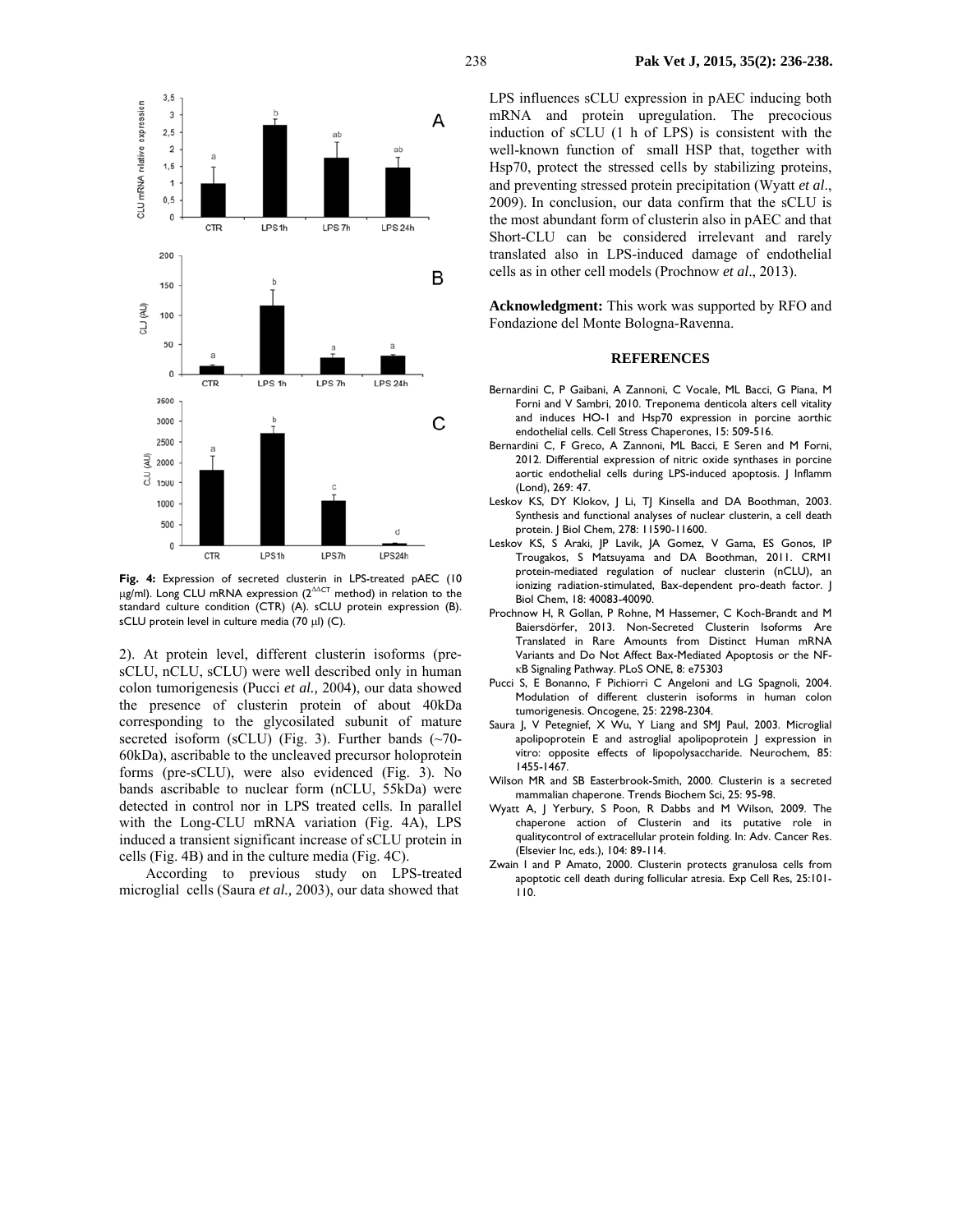3,5
3
2,5
2
1,5
1
0,5
0
CLU mRNA relative expression
a
b
ab
ab
CTR
LPS 1h
LPS 7h
LPS 24h
A

200
150
100
50
0
CLU (AU)
a
b
a
a
CTR
LPS 1h
LPS 7h
LPS 24h
B

3500
3000
2500
2000
1500
1000
500
0
CLU (AU)
a
b
c
d
CTR
LPS1h
LPS7h
LPS24h
C

**Fig. 4:** Expression of secreted clusterin in LPS-treated pAEC (10 μg/ml). Long CLU mRNA expression ($2^{\Delta\Delta CT}$ method) in relation to the standard culture condition (CTR) (A). sCLU protein expression (B). sCLU protein level in culture media (70 μl) (C).

2). At protein level, different clusterin isoforms (pre-sCLU, nCLU, sCLU) were well described only in human colon tumorigenesis (Pucci *et al.,* 2004), our data showed the presence of clusterin protein of about 40kDa corresponding to the glycosilated subunit of mature secreted isoform (sCLU) (Fig. 3). Further bands (~70-60kDa), ascribable to the uncleaved precursor holoprotein forms (pre-sCLU), were also evidenced (Fig. 3). No bands ascribable to nuclear form (nCLU, 55kDa) were detected in control nor in LPS treated cells. In parallel with the Long-CLU mRNA variation (Fig. 4A), LPS induced a transient significant increase of sCLU protein in cells (Fig. 4B) and in the culture media (Fig. 4C).

According to previous study on LPS-treated microglial cells (Saura *et al.,* 2003), our data showed that LPS influences sCLU expression in pAEC inducing both mRNA and protein upregulation. The precocious induction of sCLU (1 h of LPS) is consistent with the well-known function of small HSP that, together with Hsp70, protect the stressed cells by stabilizing proteins, and preventing stressed protein precipitation (Wyatt *et al*., 2009). In conclusion, our data confirm that the sCLU is the most abundant form of clusterin also in pAEC and that Short-CLU can be considered irrelevant and rarely translated also in LPS-induced damage of endothelial cells as in other cell models (Prochnow *et al*., 2013).

**Acknowledgment:** This work was supported by RFO and Fondazione del Monte Bologna-Ravenna.

## REFERENCES

Bernardini C, P Gaibani, A Zannoni, C Vocale, ML Bacci, G Piana, M Forni and V Sambri, 2010. Treponema denticola alters cell vitality and induces HO-1 and Hsp70 expression in porcine aorthic endothelial cells. Cell Stress Chaperones, 15: 509-516.

Bernardini C, F Greco, A Zannoni, ML Bacci, E Seren and M Forni, 2012. Differential expression of nitric oxide synthases in porcine aortic endothelial cells during LPS-induced apoptosis. J Inflamm (Lond), 269: 47.

Leskov KS, DY Klokov, J Li, TJ Kinsella and DA Boothman, 2003. Synthesis and functional analyses of nuclear clusterin, a cell death protein. J Biol Chem, 278: 11590-11600.

Leskov KS, S Araki, JP Lavik, JA Gomez, V Gama, ES Gonos, IP Trougakos, S Matsuyama and DA Boothman, 2011. CRM1 protein-mediated regulation of nuclear clusterin (nCLU), an ionizing radiation-stimulated, Bax-dependent pro-death factor. J Biol Chem, 18: 40083-40090.

Prochnow H, R Gollan, P Rohne, M Hassemer, C Koch-Brandt and M Baiersdörfer, 2013. Non-Secreted Clusterin Isoforms Are Translated in Rare Amounts from Distinct Human mRNA Variants and Do Not Affect Bax-Mediated Apoptosis or the NF-κB Signaling Pathway. PLoS ONE, 8: e75303

Pucci S, E Bonanno, F Pichiorri C Angeloni and LG Spagnoli, 2004. Modulation of different clusterin isoforms in human colon tumorigenesis. Oncogene, 25: 2298-2304.

Saura J, V Petegnief, X Wu, Y Liang and SMJ Paul, 2003. Microglial apolipoprotein E and astroglial apolipoprotein J expression in vitro: opposite effects of lipopolysaccharide. Neurochem, 85: 1455-1467.

Wilson MR and SB Easterbrook-Smith, 2000. Clusterin is a secreted mammalian chaperone. Trends Biochem Sci, 25: 95-98.

Wyatt A, J Yerbury, S Poon, R Dabbs and M Wilson, 2009. The chaperone action of Clusterin and its putative role in qualitycontrol of extracellular protein folding. In: Adv. Cancer Res. (Elsevier Inc, eds.), 104: 89-114.

Zwain I and P Amato, 2000. Clusterin protects granulosa cells from apoptotic cell death during follicular atresia. Exp Cell Res, 25:101-110.